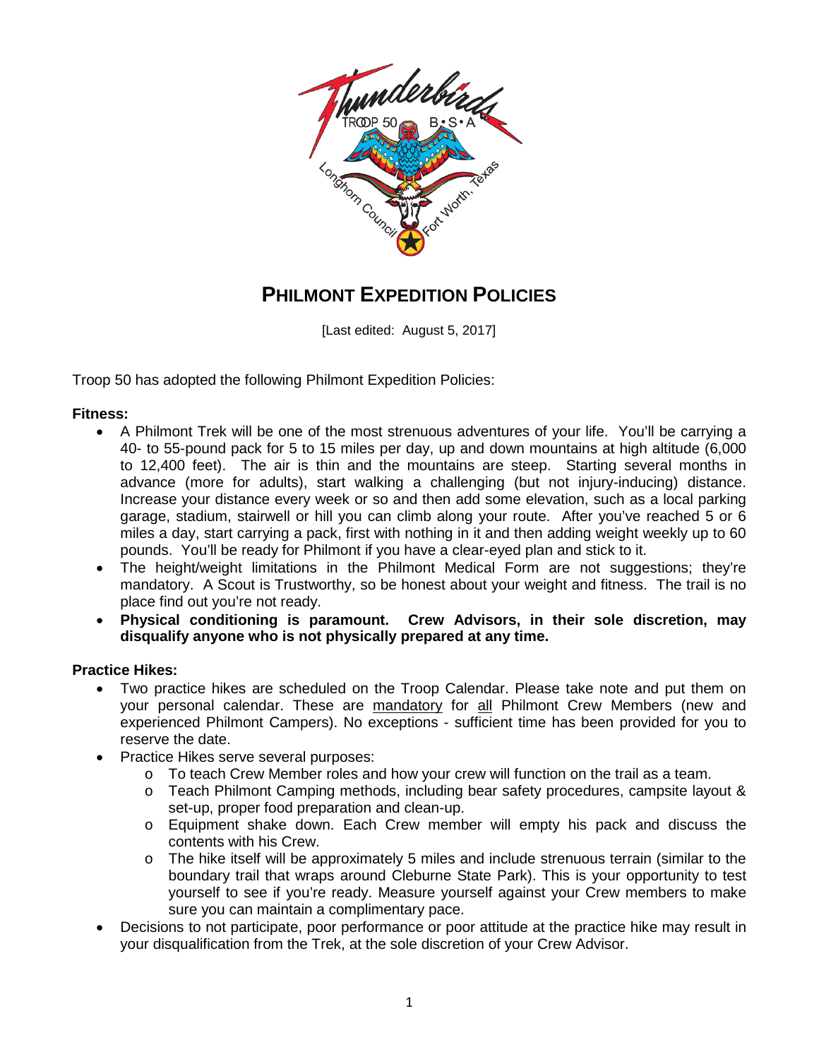# PHILMONT EXPEDITION POLICIES

[Last edited: August 5, 2017]

Troop 50 has adopted the following Philmont Expedition Policies:

**Fitness:**

- A Philmont Trek will be one of the most strenuous adventures of your life. You'll be carrying a 40- to 55-pound pack for 5 to 15 miles per day, up and down mountains at high altitude (6,000 to 12,400 feet). The air is thin and the mountains are steep. Starting several months in advance (more for adults), start walking a challenging (but not injury-inducing) distance. Increase your distance every week or so and then add some elevation, such as a local parking garage, stadium, stairwell or hill you can climb along your route. After you've reached 5 or 6 miles a day, start carrying a pack, first with nothing in it and then adding weight weekly up to 60 pounds. You'll be ready for Philmont if you have a clear-eyed plan and stick to it.
- The height/weight limitations in the Philmont Medical Form are not suggestions; they're mandatory. A Scout is Trustworthy, so be honest about your weight and fitness. The trail is no place find out you're not ready.
- **Physical conditioning is paramount. Crew Advisors, in their sole discretion, may disqualify anyone who is not physically prepared at any time.**

**Practice Hikes:**

- Two practice hikes are scheduled on the Troop Calendar. Please take note and put them on your personal calendar. These are <u>mandatory</u> for <u>all</u> Philmont Crew Members (new and experienced Philmont Campers). No exceptions - sufficient time has been provided for you to reserve the date.
- Practice Hikes serve several purposes:
  - To teach Crew Member roles and how your crew will function on the trail as a team.
  - Teach Philmont Camping methods, including bear safety procedures, campsite layout & set-up, proper food preparation and clean-up.
  - Equipment shake down. Each Crew member will empty his pack and discuss the contents with his Crew.
  - The hike itself will be approximately 5 miles and include strenuous terrain (similar to the boundary trail that wraps around Cleburne State Park). This is your opportunity to test yourself to see if you're ready. Measure yourself against your Crew members to make sure you can maintain a complimentary pace.
- Decisions to not participate, poor performance or poor attitude at the practice hike may result in your disqualification from the Trek, at the sole discretion of your Crew Advisor.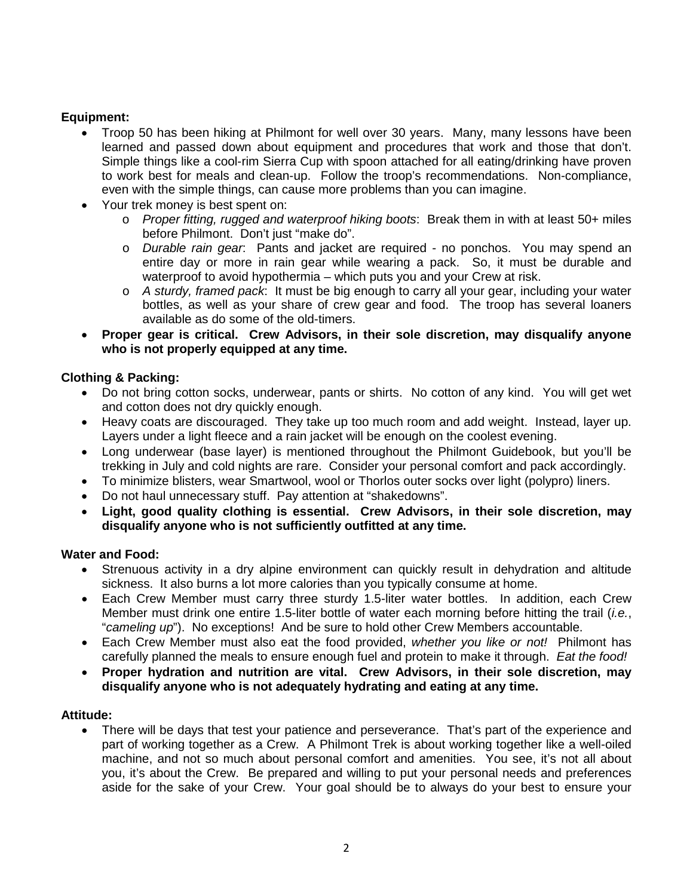**Equipment:**

- Troop 50 has been hiking at Philmont for well over 30 years. Many, many lessons have been learned and passed down about equipment and procedures that work and those that don't. Simple things like a cool-rim Sierra Cup with spoon attached for all eating/drinking have proven to work best for meals and clean-up. Follow the troop's recommendations. Non-compliance, even with the simple things, can cause more problems than you can imagine.
- Your trek money is best spent on:
  - *Proper fitting, rugged and waterproof hiking boots*: Break them in with at least 50+ miles before Philmont. Don't just "make do".
  - *Durable rain gear*: Pants and jacket are required - no ponchos. You may spend an entire day or more in rain gear while wearing a pack. So, it must be durable and waterproof to avoid hypothermia – which puts you and your Crew at risk.
  - *A sturdy, framed pack*: It must be big enough to carry all your gear, including your water bottles, as well as your share of crew gear and food. The troop has several loaners available as do some of the old-timers.
- **Proper gear is critical. Crew Advisors, in their sole discretion, may disqualify anyone who is not properly equipped at any time.**

**Clothing & Packing:**

- Do not bring cotton socks, underwear, pants or shirts. No cotton of any kind. You will get wet and cotton does not dry quickly enough.
- Heavy coats are discouraged. They take up too much room and add weight. Instead, layer up. Layers under a light fleece and a rain jacket will be enough on the coolest evening.
- Long underwear (base layer) is mentioned throughout the Philmont Guidebook, but you'll be trekking in July and cold nights are rare. Consider your personal comfort and pack accordingly.
- To minimize blisters, wear Smartwool, wool or Thorlos outer socks over light (polypro) liners.
- Do not haul unnecessary stuff. Pay attention at "shakedowns".
- **Light, good quality clothing is essential. Crew Advisors, in their sole discretion, may disqualify anyone who is not sufficiently outfitted at any time.**

**Water and Food:**

- Strenuous activity in a dry alpine environment can quickly result in dehydration and altitude sickness. It also burns a lot more calories than you typically consume at home.
- Each Crew Member must carry three sturdy 1.5-liter water bottles. In addition, each Crew Member must drink one entire 1.5-liter bottle of water each morning before hitting the trail (*i.e.*, "*cameling up*"). No exceptions! And be sure to hold other Crew Members accountable.
- Each Crew Member must also eat the food provided, *whether you like or not!* Philmont has carefully planned the meals to ensure enough fuel and protein to make it through. *Eat the food!*
- **Proper hydration and nutrition are vital. Crew Advisors, in their sole discretion, may disqualify anyone who is not adequately hydrating and eating at any time.**

**Attitude:**

- There will be days that test your patience and perseverance. That's part of the experience and part of working together as a Crew. A Philmont Trek is about working together like a well-oiled machine, and not so much about personal comfort and amenities. You see, it's not all about you, it's about the Crew. Be prepared and willing to put your personal needs and preferences aside for the sake of your Crew. Your goal should be to always do your best to ensure your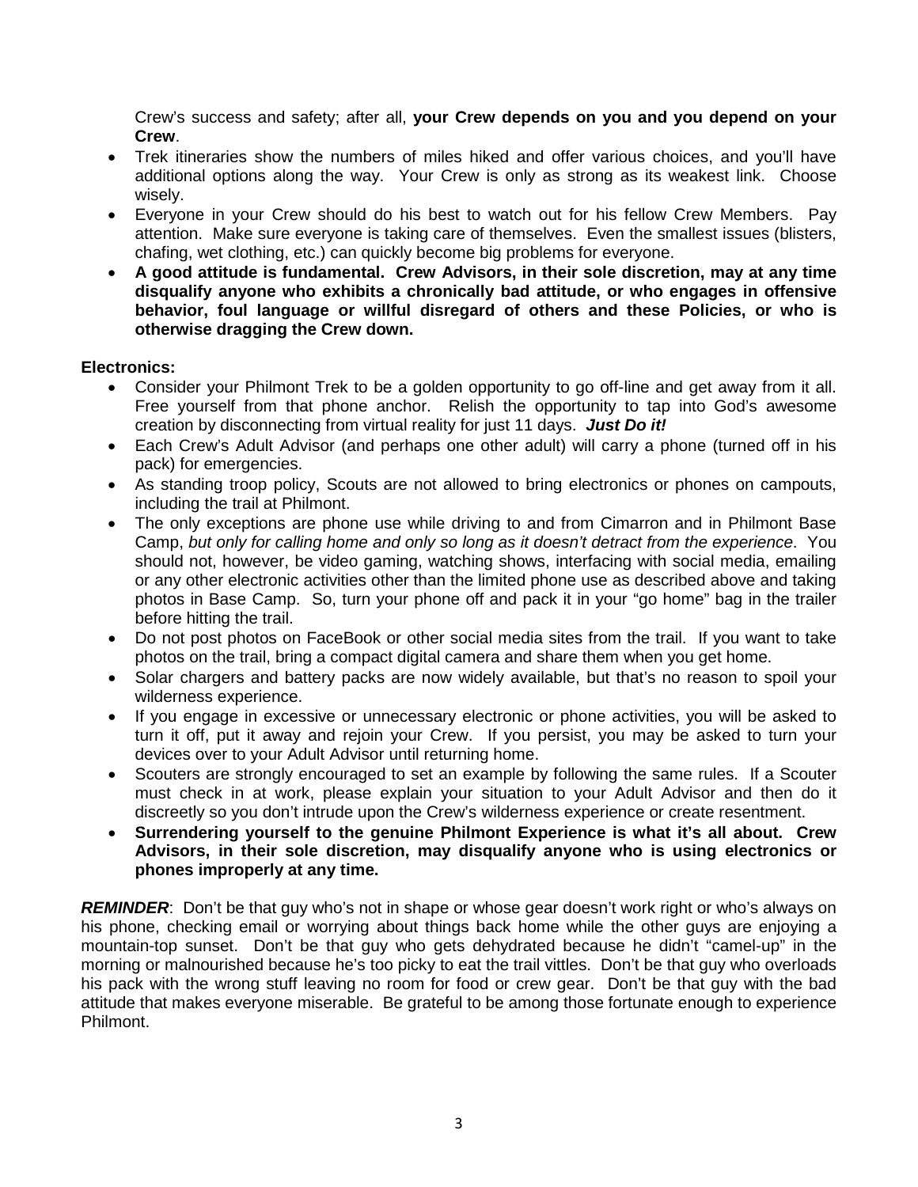Crew's success and safety; after all, **your Crew depends on you and you depend on your Crew**.

- Trek itineraries show the numbers of miles hiked and offer various choices, and you'll have additional options along the way. Your Crew is only as strong as its weakest link. Choose wisely.
- Everyone in your Crew should do his best to watch out for his fellow Crew Members. Pay attention. Make sure everyone is taking care of themselves. Even the smallest issues (blisters, chafing, wet clothing, etc.) can quickly become big problems for everyone.
- **A good attitude is fundamental. Crew Advisors, in their sole discretion, may at any time disqualify anyone who exhibits a chronically bad attitude, or who engages in offensive behavior, foul language or willful disregard of others and these Policies, or who is otherwise dragging the Crew down.**

**Electronics:**

- Consider your Philmont Trek to be a golden opportunity to go off-line and get away from it all. Free yourself from that phone anchor. Relish the opportunity to tap into God's awesome creation by disconnecting from virtual reality for just 11 days. ***Just Do it!***
- Each Crew's Adult Advisor (and perhaps one other adult) will carry a phone (turned off in his pack) for emergencies.
- As standing troop policy, Scouts are not allowed to bring electronics or phones on campouts, including the trail at Philmont.
- The only exceptions are phone use while driving to and from Cimarron and in Philmont Base Camp, *but only for calling home and only so long as it doesn't detract from the experience*. You should not, however, be video gaming, watching shows, interfacing with social media, emailing or any other electronic activities other than the limited phone use as described above and taking photos in Base Camp. So, turn your phone off and pack it in your "go home" bag in the trailer before hitting the trail.
- Do not post photos on FaceBook or other social media sites from the trail. If you want to take photos on the trail, bring a compact digital camera and share them when you get home.
- Solar chargers and battery packs are now widely available, but that's no reason to spoil your wilderness experience.
- If you engage in excessive or unnecessary electronic or phone activities, you will be asked to turn it off, put it away and rejoin your Crew. If you persist, you may be asked to turn your devices over to your Adult Advisor until returning home.
- Scouters are strongly encouraged to set an example by following the same rules. If a Scouter must check in at work, please explain your situation to your Adult Advisor and then do it discreetly so you don't intrude upon the Crew's wilderness experience or create resentment.
- **Surrendering yourself to the genuine Philmont Experience is what it's all about. Crew Advisors, in their sole discretion, may disqualify anyone who is using electronics or phones improperly at any time.**

***REMINDER***: Don't be that guy who's not in shape or whose gear doesn't work right or who's always on his phone, checking email or worrying about things back home while the other guys are enjoying a mountain-top sunset. Don't be that guy who gets dehydrated because he didn't "camel-up" in the morning or malnourished because he's too picky to eat the trail vittles. Don't be that guy who overloads his pack with the wrong stuff leaving no room for food or crew gear. Don't be that guy with the bad attitude that makes everyone miserable. Be grateful to be among those fortunate enough to experience Philmont.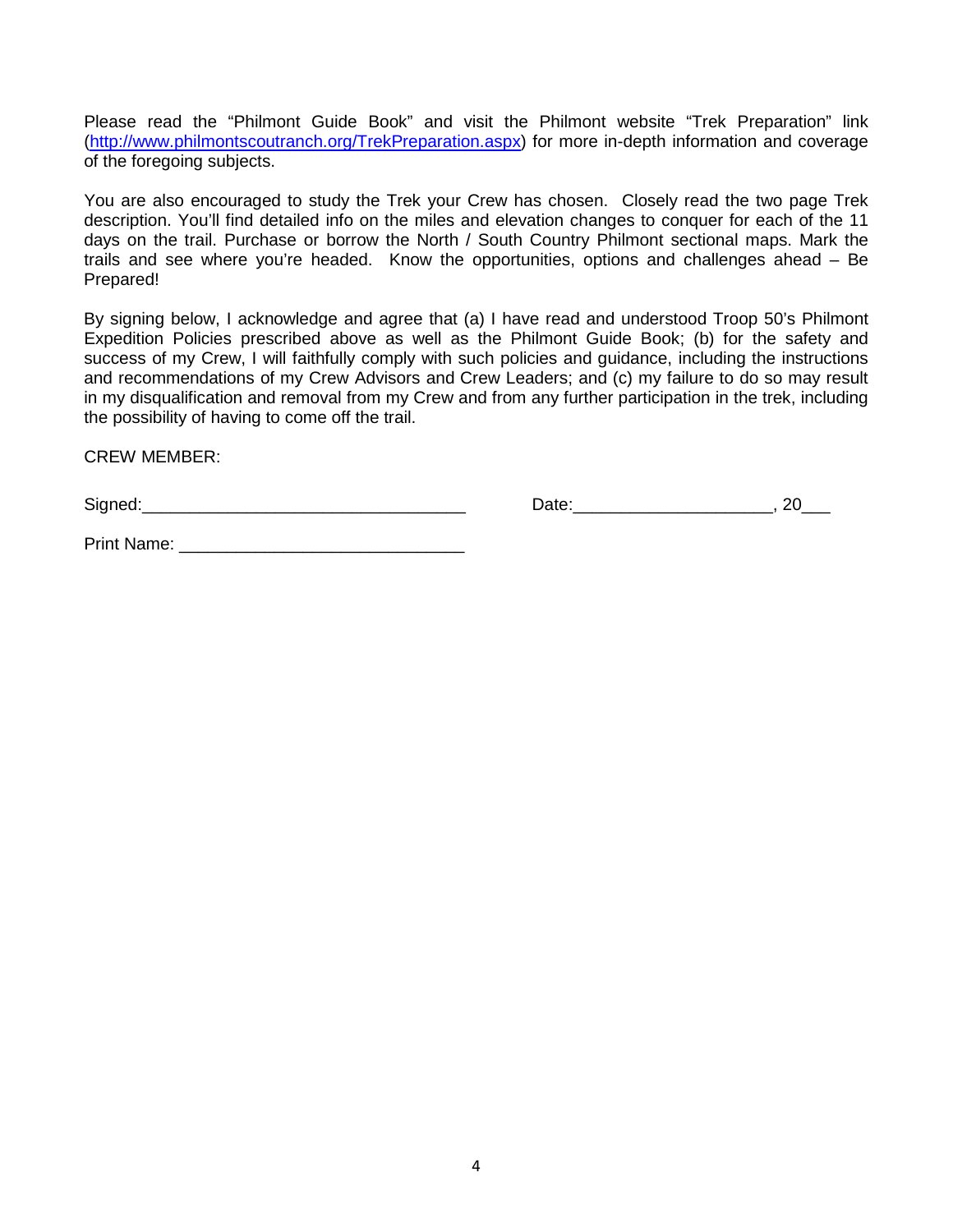Please read the "Philmont Guide Book" and visit the Philmont website "Trek Preparation" link (http://www.philmontscoutranch.org/TrekPreparation.aspx) for more in-depth information and coverage of the foregoing subjects.

You are also encouraged to study the Trek your Crew has chosen. Closely read the two page Trek description. You'll find detailed info on the miles and elevation changes to conquer for each of the 11 days on the trail. Purchase or borrow the North / South Country Philmont sectional maps. Mark the trails and see where you're headed. Know the opportunities, options and challenges ahead – Be Prepared!

By signing below, I acknowledge and agree that (a) I have read and understood Troop 50's Philmont Expedition Policies prescribed above as well as the Philmont Guide Book; (b) for the safety and success of my Crew, I will faithfully comply with such policies and guidance, including the instructions and recommendations of my Crew Advisors and Crew Leaders; and (c) my failure to do so may result in my disqualification and removal from my Crew and from any further participation in the trek, including the possibility of having to come off the trail.

CREW MEMBER:

Signed:_________________________________ Date:____________________, 20___

Print Name: _____________________________